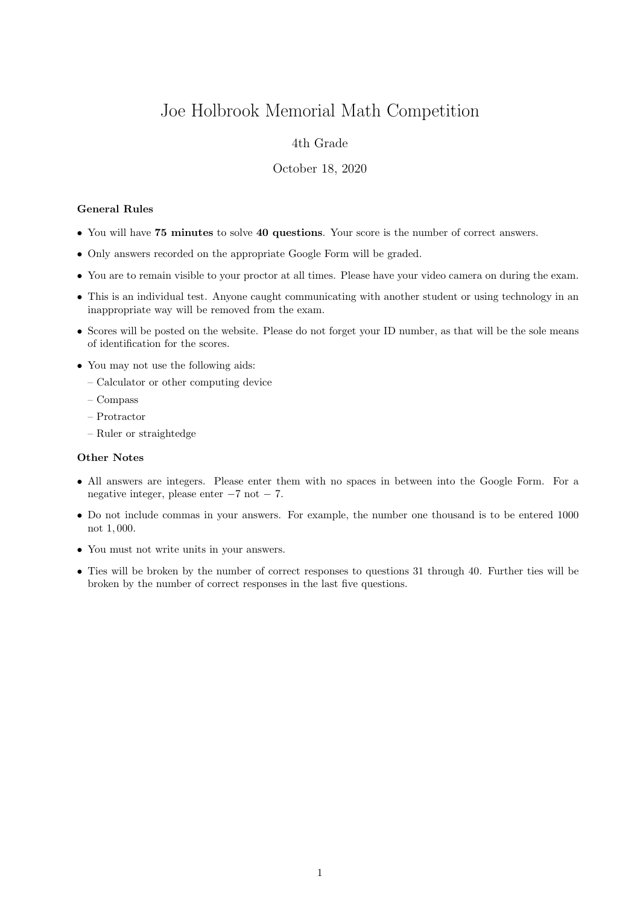# Joe Holbrook Memorial Math Competition

4th Grade

October 18, 2020

**General Rules**

- You will have **75 minutes** to solve **40 questions**. Your score is the number of correct answers.
- Only answers recorded on the appropriate Google Form will be graded.
- You are to remain visible to your proctor at all times. Please have your video camera on during the exam.
- This is an individual test. Anyone caught communicating with another student or using technology in an inappropriate way will be removed from the exam.
- Scores will be posted on the website. Please do not forget your ID number, as that will be the sole means of identification for the scores.
- You may not use the following aids:
  - Calculator or other computing device
  - Compass
  - Protractor
  - Ruler or straightedge

**Other Notes**

- All answers are integers. Please enter them with no spaces in between into the Google Form. For a negative integer, please enter $-7$ not $-\ 7$.
- Do not include commas in your answers. For example, the number one thousand is to be entered 1000 not $1,000$.
- You must not write units in your answers.
- Ties will be broken by the number of correct responses to questions 31 through 40. Further ties will be broken by the number of correct responses in the last five questions.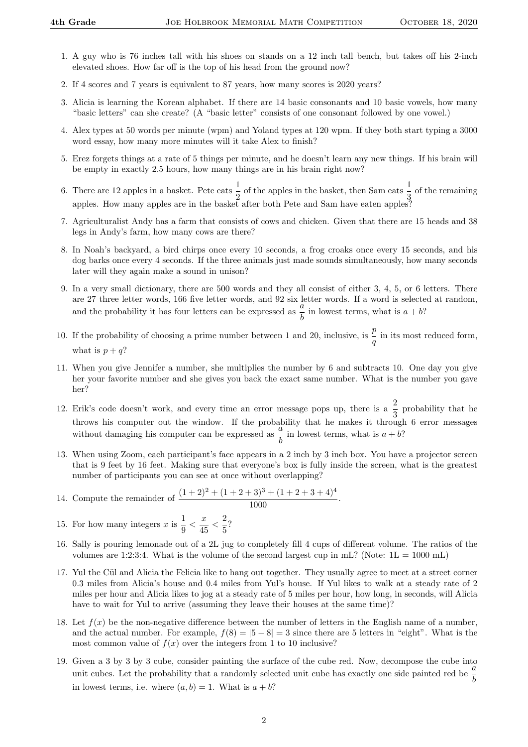1. A guy who is 76 inches tall with his shoes on stands on a 12 inch tall bench, but takes off his 2-inch elevated shoes. How far off is the top of his head from the ground now?

2. If 4 scores and 7 years is equivalent to 87 years, how many scores is 2020 years?

3. Alicia is learning the Korean alphabet. If there are 14 basic consonants and 10 basic vowels, how many "basic letters" can she create? (A "basic letter" consists of one consonant followed by one vowel.)

4. Alex types at 50 words per minute (wpm) and Yoland types at 120 wpm. If they both start typing a 3000 word essay, how many more minutes will it take Alex to finish?

5. Erez forgets things at a rate of 5 things per minute, and he doesn't learn any new things. If his brain will be empty in exactly 2.5 hours, how many things are in his brain right now?

6. There are 12 apples in a basket. Pete eats $\frac{1}{2}$ of the apples in the basket, then Sam eats $\frac{1}{3}$ of the remaining apples. How many apples are in the basket after both Pete and Sam have eaten apples?

7. Agriculturalist Andy has a farm that consists of cows and chicken. Given that there are 15 heads and 38 legs in Andy's farm, how many cows are there?

8. In Noah's backyard, a bird chirps once every 10 seconds, a frog croaks once every 15 seconds, and his dog barks once every 4 seconds. If the three animals just made sounds simultaneously, how many seconds later will they again make a sound in unison?

9. In a very small dictionary, there are 500 words and they all consist of either 3, 4, 5, or 6 letters. There are 27 three letter words, 166 five letter words, and 92 six letter words. If a word is selected at random, and the probability it has four letters can be expressed as $\frac{a}{b}$ in lowest terms, what is $a + b$?

10. If the probability of choosing a prime number between 1 and 20, inclusive, is $\frac{p}{q}$ in its most reduced form, what is $p + q$?

11. When you give Jennifer a number, she multiplies the number by 6 and subtracts 10. One day you give her your favorite number and she gives you back the exact same number. What is the number you gave her?

12. Erik's code doesn't work, and every time an error message pops up, there is a $\frac{2}{3}$ probability that he throws his computer out the window. If the probability that he makes it through 6 error messages without damaging his computer can be expressed as $\frac{a}{b}$ in lowest terms, what is $a + b$?

13. When using Zoom, each participant's face appears in a 2 inch by 3 inch box. You have a projector screen that is 9 feet by 16 feet. Making sure that everyone's box is fully inside the screen, what is the greatest number of participants you can see at once without overlapping?

14. Compute the remainder of $\frac{(1+2)^2 + (1+2+3)^3 + (1+2+3+4)^4}{1000}$.

15. For how many integers $x$ is $\frac{1}{9} < \frac{x}{45} < \frac{2}{5}$?

16. Sally is pouring lemonade out of a 2L jug to completely fill 4 cups of different volume. The ratios of the volumes are 1:2:3:4. What is the volume of the second largest cup in mL? (Note: 1L = 1000 mL)

17. Yul the Cül and Alicia the Felicia like to hang out together. They usually agree to meet at a street corner 0.3 miles from Alicia's house and 0.4 miles from Yul's house. If Yul likes to walk at a steady rate of 2 miles per hour and Alicia likes to jog at a steady rate of 5 miles per hour, how long, in seconds, will Alicia have to wait for Yul to arrive (assuming they leave their houses at the same time)?

18. Let $f(x)$ be the non-negative difference between the number of letters in the English name of a number, and the actual number. For example, $f(8) = |5 - 8| = 3$ since there are 5 letters in "eight". What is the most common value of $f(x)$ over the integers from 1 to 10 inclusive?

19. Given a 3 by 3 by 3 cube, consider painting the surface of the cube red. Now, decompose the cube into unit cubes. Let the probability that a randomly selected unit cube has exactly one side painted red be $\frac{a}{b}$ in lowest terms, i.e. where $(a, b) = 1$. What is $a + b$?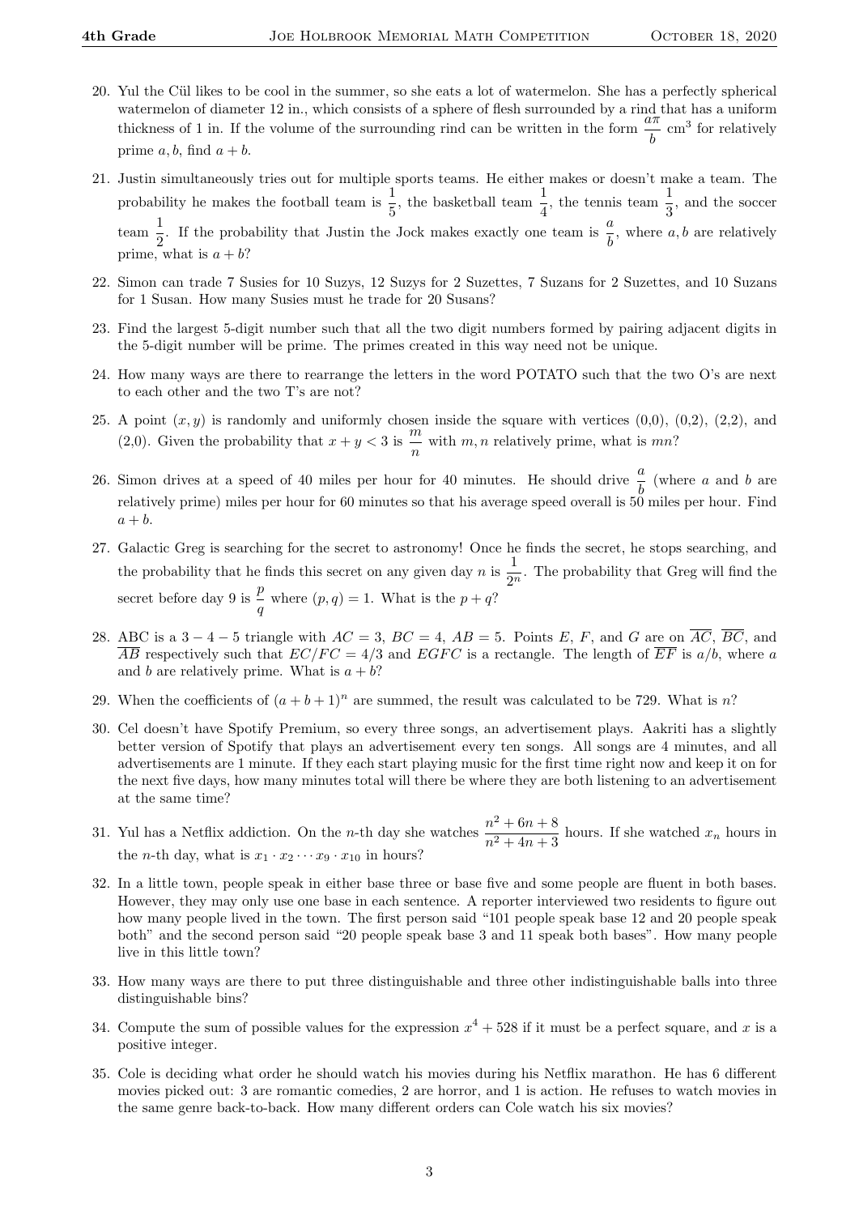20. Yul the Cül likes to be cool in the summer, so she eats a lot of watermelon. She has a perfectly spherical watermelon of diameter 12 in., which consists of a sphere of flesh surrounded by a rind that has a uniform thickness of 1 in. If the volume of the surrounding rind can be written in the form $\frac{a\pi}{b}$ cm$^3$ for relatively prime $a, b$, find $a + b$.

21. Justin simultaneously tries out for multiple sports teams. He either makes or doesn't make a team. The probability he makes the football team is $\frac{1}{5}$, the basketball team $\frac{1}{4}$, the tennis team $\frac{1}{3}$, and the soccer team $\frac{1}{2}$. If the probability that Justin the Jock makes exactly one team is $\frac{a}{b}$, where $a, b$ are relatively prime, what is $a + b$?

22. Simon can trade 7 Susies for 10 Suzys, 12 Suzys for 2 Suzettes, 7 Suzans for 2 Suzettes, and 10 Suzans for 1 Susan. How many Susies must he trade for 20 Susans?

23. Find the largest 5-digit number such that all the two digit numbers formed by pairing adjacent digits in the 5-digit number will be prime. The primes created in this way need not be unique.

24. How many ways are there to rearrange the letters in the word POTATO such that the two O's are next to each other and the two T's are not?

25. A point $(x, y)$ is randomly and uniformly chosen inside the square with vertices (0,0), (0,2), (2,2), and (2,0). Given the probability that $x + y < 3$ is $\frac{m}{n}$ with $m, n$ relatively prime, what is $mn$?

26. Simon drives at a speed of 40 miles per hour for 40 minutes. He should drive $\frac{a}{b}$ (where $a$ and $b$ are relatively prime) miles per hour for 60 minutes so that his average speed overall is 50 miles per hour. Find $a + b$.

27. Galactic Greg is searching for the secret to astronomy! Once he finds the secret, he stops searching, and the probability that he finds this secret on any given day $n$ is $\frac{1}{2^n}$. The probability that Greg will find the secret before day 9 is $\frac{p}{q}$ where $(p, q) = 1$. What is the $p + q$?

28. ABC is a $3 - 4 - 5$ triangle with $AC = 3$, $BC = 4$, $AB = 5$. Points $E$, $F$, and $G$ are on $\overline{AC}$, $\overline{BC}$, and $\overline{AB}$ respectively such that $EC/FC = 4/3$ and $EGFC$ is a rectangle. The length of $\overline{EF}$ is $a/b$, where $a$ and $b$ are relatively prime. What is $a + b$?

29. When the coefficients of $(a + b + 1)^n$ are summed, the result was calculated to be 729. What is $n$?

30. Cel doesn't have Spotify Premium, so every three songs, an advertisement plays. Aakriti has a slightly better version of Spotify that plays an advertisement every ten songs. All songs are 4 minutes, and all advertisements are 1 minute. If they each start playing music for the first time right now and keep it on for the next five days, how many minutes total will there be where they are both listening to an advertisement at the same time?

31. Yul has a Netflix addiction. On the $n$-th day she watches $\frac{n^2 + 6n + 8}{n^2 + 4n + 3}$ hours. If she watched $x_n$ hours in the $n$-th day, what is $x_1 \cdot x_2 \cdots x_9 \cdot x_{10}$ in hours?

32. In a little town, people speak in either base three or base five and some people are fluent in both bases. However, they may only use one base in each sentence. A reporter interviewed two residents to figure out how many people lived in the town. The first person said "101 people speak base 12 and 20 people speak both" and the second person said "20 people speak base 3 and 11 speak both bases". How many people live in this little town?

33. How many ways are there to put three distinguishable and three other indistinguishable balls into three distinguishable bins?

34. Compute the sum of possible values for the expression $x^4 + 528$ if it must be a perfect square, and $x$ is a positive integer.

35. Cole is deciding what order he should watch his movies during his Netflix marathon. He has 6 different movies picked out: 3 are romantic comedies, 2 are horror, and 1 is action. He refuses to watch movies in the same genre back-to-back. How many different orders can Cole watch his six movies?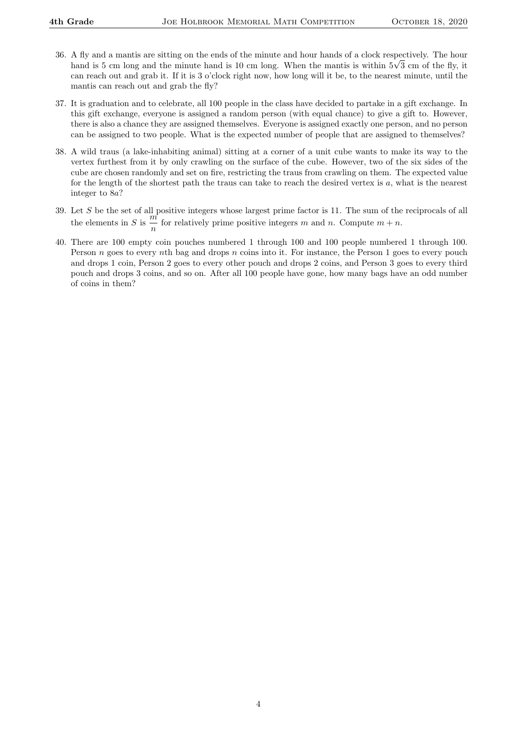36. A fly and a mantis are sitting on the ends of the minute and hour hands of a clock respectively. The hour hand is 5 cm long and the minute hand is 10 cm long. When the mantis is within $5\sqrt{3}$ cm of the fly, it can reach out and grab it. If it is 3 o'clock right now, how long will it be, to the nearest minute, until the mantis can reach out and grab the fly?

37. It is graduation and to celebrate, all 100 people in the class have decided to partake in a gift exchange. In this gift exchange, everyone is assigned a random person (with equal chance) to give a gift to. However, there is also a chance they are assigned themselves. Everyone is assigned exactly one person, and no person can be assigned to two people. What is the expected number of people that are assigned to themselves?

38. A wild traus (a lake-inhabiting animal) sitting at a corner of a unit cube wants to make its way to the vertex furthest from it by only crawling on the surface of the cube. However, two of the six sides of the cube are chosen randomly and set on fire, restricting the traus from crawling on them. The expected value for the length of the shortest path the traus can take to reach the desired vertex is $a$, what is the nearest integer to $8a$?

39. Let $S$ be the set of all positive integers whose largest prime factor is 11. The sum of the reciprocals of all the elements in $S$ is $\frac{m}{n}$ for relatively prime positive integers $m$ and $n$. Compute $m + n$.

40. There are 100 empty coin pouches numbered 1 through 100 and 100 people numbered 1 through 100. Person $n$ goes to every $n$th bag and drops $n$ coins into it. For instance, the Person 1 goes to every pouch and drops 1 coin, Person 2 goes to every other pouch and drops 2 coins, and Person 3 goes to every third pouch and drops 3 coins, and so on. After all 100 people have gone, how many bags have an odd number of coins in them?